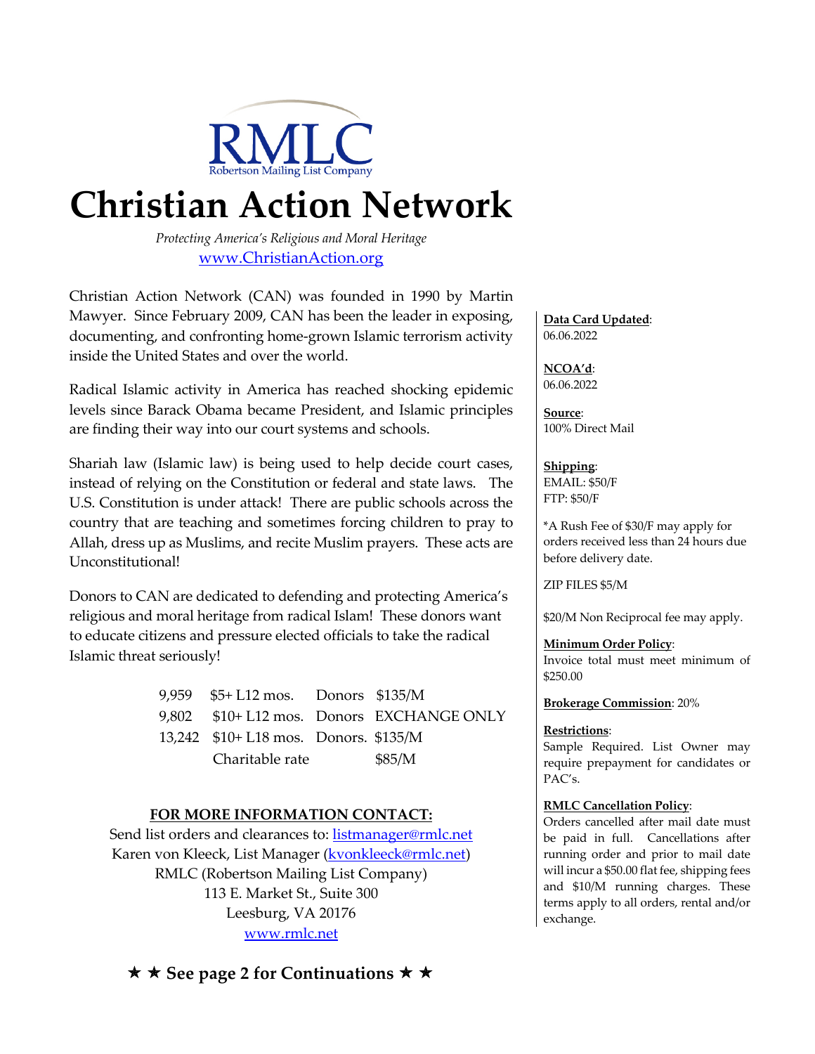RMLC
Robertson Mailing List Company

# Christian Action Network

*Protecting America's Religious and Moral Heritage*
www.ChristianAction.org

Christian Action Network (CAN) was founded in 1990 by Martin Mawyer. Since February 2009, CAN has been the leader in exposing, documenting, and confronting home-grown Islamic terrorism activity inside the United States and over the world.

Radical Islamic activity in America has reached shocking epidemic levels since Barack Obama became President, and Islamic principles are finding their way into our court systems and schools.

Shariah law (Islamic law) is being used to help decide court cases, instead of relying on the Constitution or federal and state laws. The U.S. Constitution is under attack! There are public schools across the country that are teaching and sometimes forcing children to pray to Allah, dress up as Muslims, and recite Muslim prayers. These acts are Unconstitutional!

Donors to CAN are dedicated to defending and protecting America's religious and moral heritage from radical Islam! These donors want to educate citizens and pressure elected officials to take the radical Islamic threat seriously!

| | | | |
|---|---|---|---|
| 9,959 | $5+ L12 mos. | Donors | $135/M |
| 9,802 | $10+ L12 mos. | Donors | EXCHANGE ONLY |
| 13,242 | $10+ L18 mos. | Donors. | $135/M |
| | Charitable rate | | $85/M |

**FOR MORE INFORMATION CONTACT:**

Send list orders and clearances to: listmanager@rmlc.net
Karen von Kleeck, List Manager (kvonkleeck@rmlc.net)
RMLC (Robertson Mailing List Company)
113 E. Market St., Suite 300
Leesburg, VA 20176
www.rmlc.net

★ ★ **See page 2 for Continuations** ★ ★

**Data Card Updated**:
06.06.2022

**NCOA'd**:
06.06.2022

**Source**:
100% Direct Mail

**Shipping**:
EMAIL: $50/F
FTP: $50/F

*A Rush Fee of $30/F may apply for orders received less than 24 hours due before delivery date.

ZIP FILES $5/M

$20/M Non Reciprocal fee may apply.

**Minimum Order Policy**:
Invoice total must meet minimum of $250.00

**Brokerage Commission**: 20%

**Restrictions**:
Sample Required. List Owner may require prepayment for candidates or PAC's.

**RMLC Cancellation Policy**:
Orders cancelled after mail date must be paid in full. Cancellations after running order and prior to mail date will incur a $50.00 flat fee, shipping fees and $10/M running charges. These terms apply to all orders, rental and/or exchange.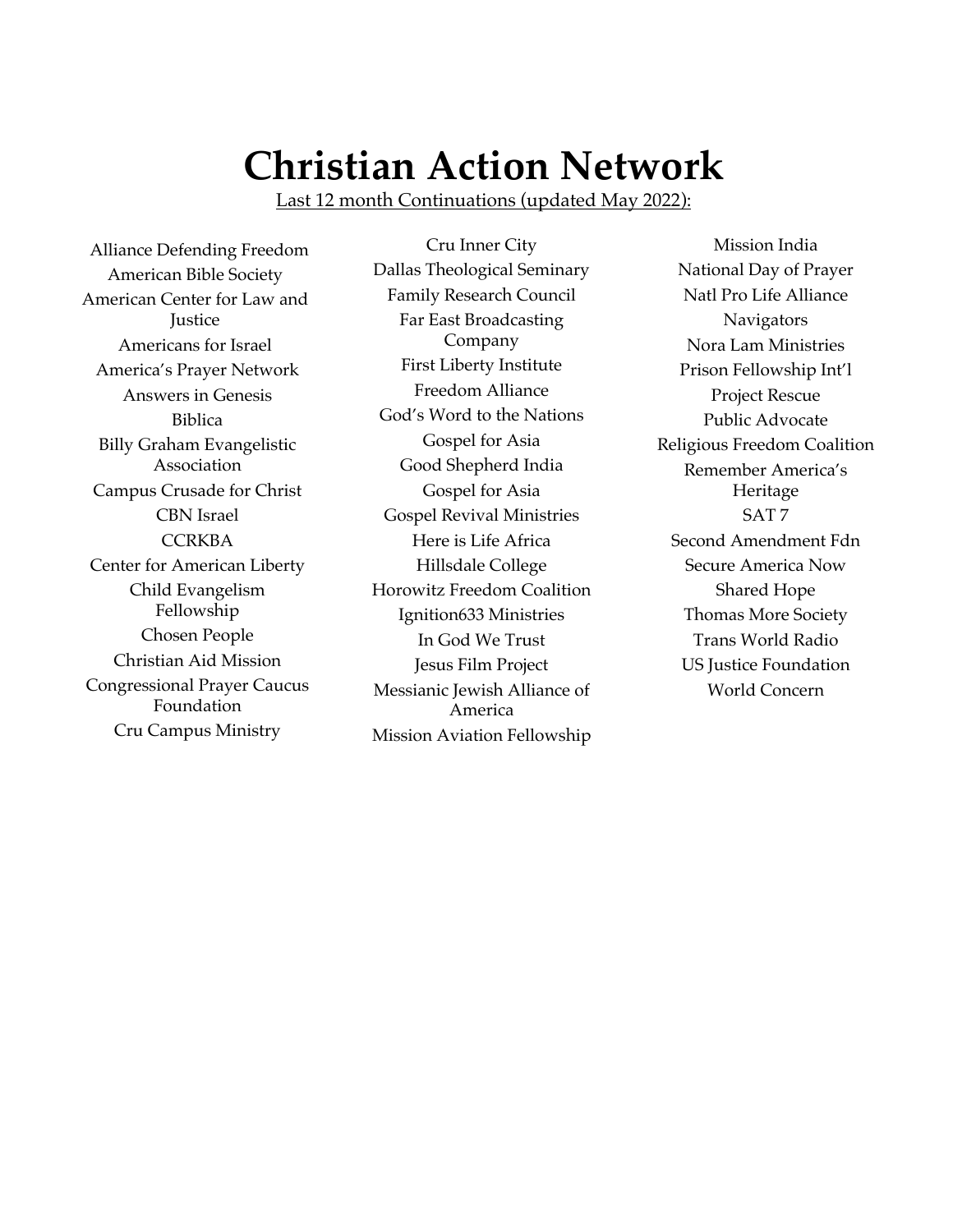# Christian Action Network

Last 12 month Continuations (updated May 2022):

Alliance Defending Freedom
American Bible Society
American Center for Law and Justice
Americans for Israel
America's Prayer Network
Answers in Genesis
Biblica
Billy Graham Evangelistic Association
Campus Crusade for Christ
CBN Israel
CCRKBA
Center for American Liberty
Child Evangelism Fellowship
Chosen People
Christian Aid Mission
Congressional Prayer Caucus Foundation
Cru Campus Ministry
Cru Inner City
Dallas Theological Seminary
Family Research Council
Far East Broadcasting Company
First Liberty Institute
Freedom Alliance
God's Word to the Nations
Gospel for Asia
Good Shepherd India
Gospel for Asia
Gospel Revival Ministries
Here is Life Africa
Hillsdale College
Horowitz Freedom Coalition
Ignition633 Ministries
In God We Trust
Jesus Film Project
Messianic Jewish Alliance of America
Mission Aviation Fellowship
Mission India
National Day of Prayer
Natl Pro Life Alliance
Navigators
Nora Lam Ministries
Prison Fellowship Int'l
Project Rescue
Public Advocate
Religious Freedom Coalition
Remember America's Heritage
SAT 7
Second Amendment Fdn
Secure America Now
Shared Hope
Thomas More Society
Trans World Radio
US Justice Foundation
World Concern